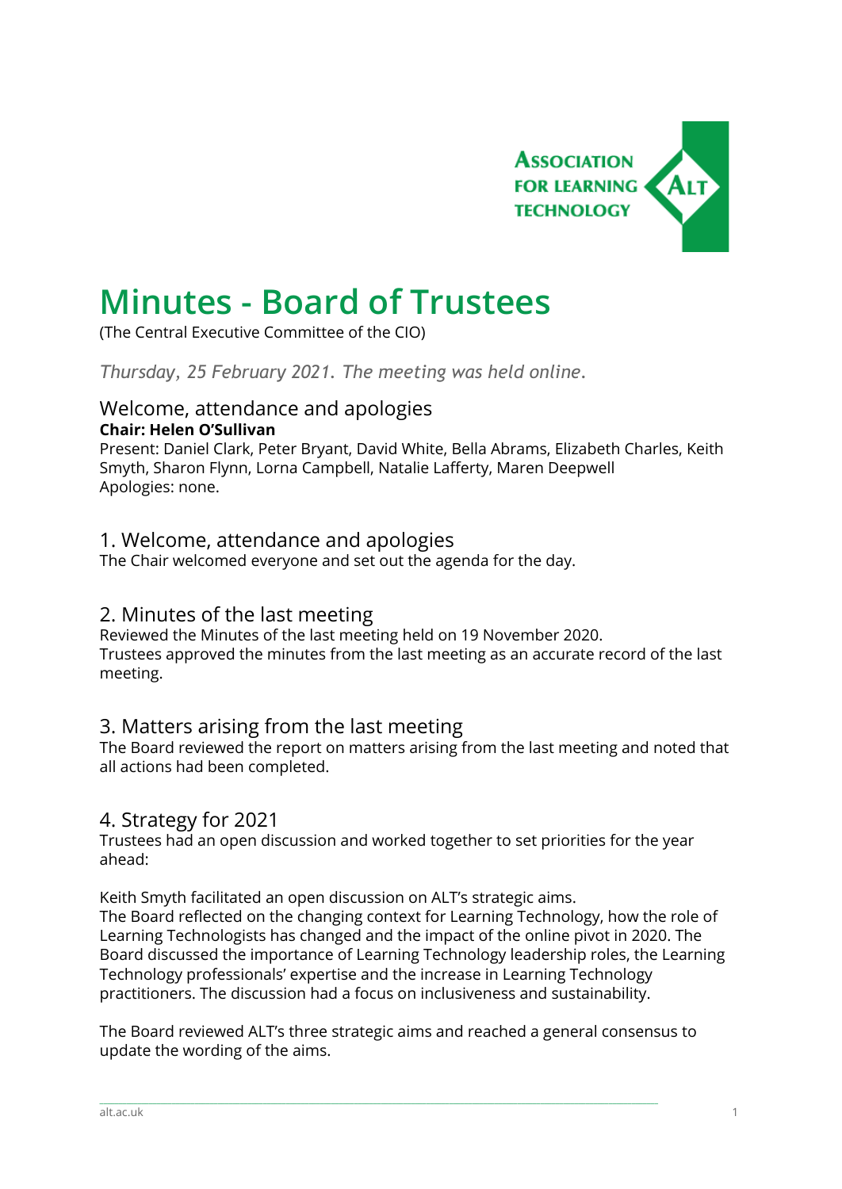# Minutes - Board of Trustees

(The Central Executive Committee of the CIO)

*Thursday, 25 February 2021. The meeting was held online.*

## Welcome, attendance and apologies

**Chair: Helen O'Sullivan**

Present: Daniel Clark, Peter Bryant, David White, Bella Abrams, Elizabeth Charles, Keith Smyth, Sharon Flynn, Lorna Campbell, Natalie Lafferty, Maren Deepwell

Apologies: none.

## 1. Welcome, attendance and apologies

The Chair welcomed everyone and set out the agenda for the day.

## 2. Minutes of the last meeting

Reviewed the Minutes of the last meeting held on 19 November 2020.

Trustees approved the minutes from the last meeting as an accurate record of the last meeting.

## 3. Matters arising from the last meeting

The Board reviewed the report on matters arising from the last meeting and noted that all actions had been completed.

## 4. Strategy for 2021

Trustees had an open discussion and worked together to set priorities for the year ahead:

Keith Smyth facilitated an open discussion on ALT's strategic aims.

The Board reflected on the changing context for Learning Technology, how the role of Learning Technologists has changed and the impact of the online pivot in 2020. The Board discussed the importance of Learning Technology leadership roles, the Learning Technology professionals' expertise and the increase in Learning Technology practitioners. The discussion had a focus on inclusiveness and sustainability.

The Board reviewed ALT's three strategic aims and reached a general consensus to update the wording of the aims.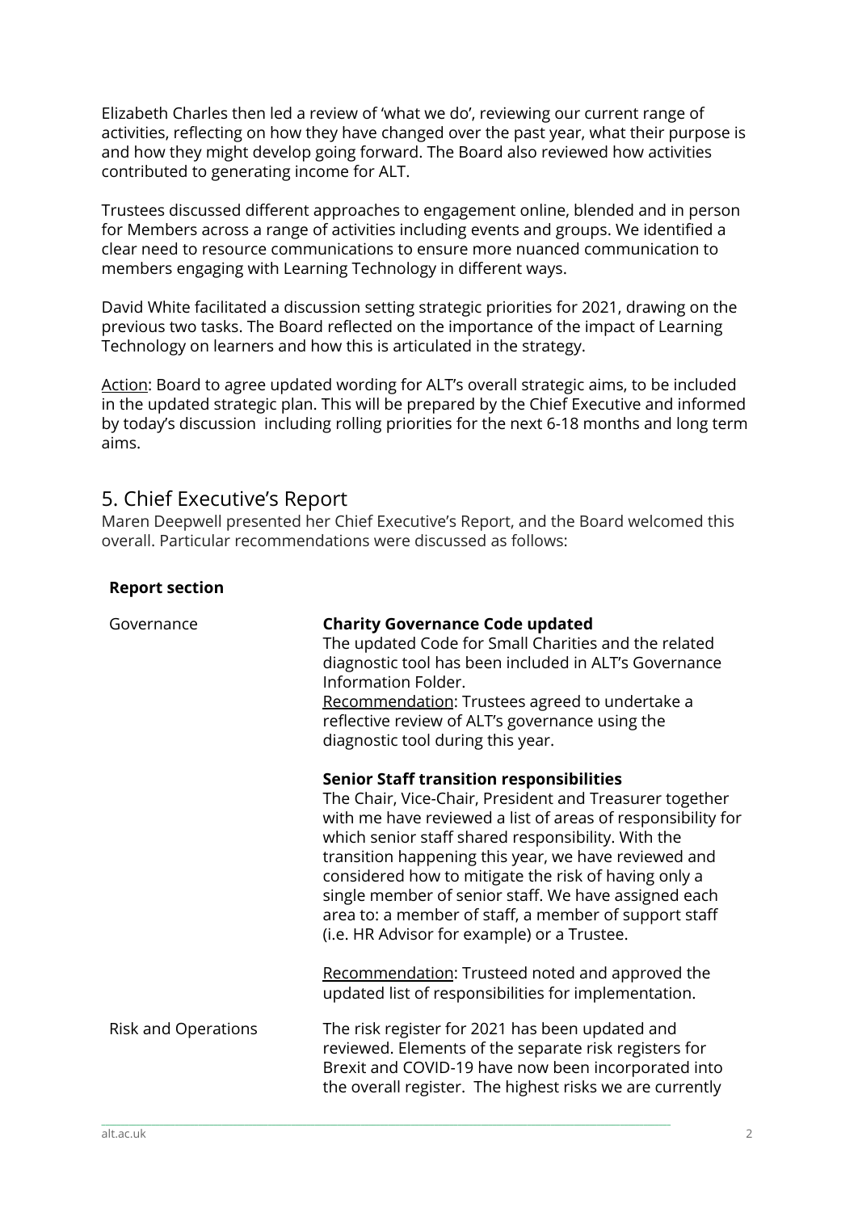Elizabeth Charles then led a review of 'what we do', reviewing our current range of activities, reflecting on how they have changed over the past year, what their purpose is and how they might develop going forward. The Board also reviewed how activities contributed to generating income for ALT.

Trustees discussed different approaches to engagement online, blended and in person for Members across a range of activities including events and groups. We identified a clear need to resource communications to ensure more nuanced communication to members engaging with Learning Technology in different ways.

David White facilitated a discussion setting strategic priorities for 2021, drawing on the previous two tasks. The Board reflected on the importance of the impact of Learning Technology on learners and how this is articulated in the strategy.

<u>Action</u>: Board to agree updated wording for ALT's overall strategic aims, to be included in the updated strategic plan. This will be prepared by the Chief Executive and informed by today's discussion including rolling priorities for the next 6-18 months and long term aims.

## 5. Chief Executive's Report

Maren Deepwell presented her Chief Executive's Report, and the Board welcomed this overall. Particular recommendations were discussed as follows:

| **Report section** | |
|---|---|
| Governance | **Charity Governance Code updated**<br>The updated Code for Small Charities and the related diagnostic tool has been included in ALT's Governance Information Folder.<br><u>Recommendation</u>: Trustees agreed to undertake a reflective review of ALT's governance using the diagnostic tool during this year.<br><br>**Senior Staff transition responsibilities**<br>The Chair, Vice-Chair, President and Treasurer together with me have reviewed a list of areas of responsibility for which senior staff shared responsibility. With the transition happening this year, we have reviewed and considered how to mitigate the risk of having only a single member of senior staff. We have assigned each area to: a member of staff, a member of support staff (i.e. HR Advisor for example) or a Trustee.<br><br><u>Recommendation</u>: Trusteed noted and approved the updated list of responsibilities for implementation. |
| Risk and Operations | The risk register for 2021 has been updated and reviewed. Elements of the separate risk registers for Brexit and COVID-19 have now been incorporated into the overall register. The highest risks we are currently |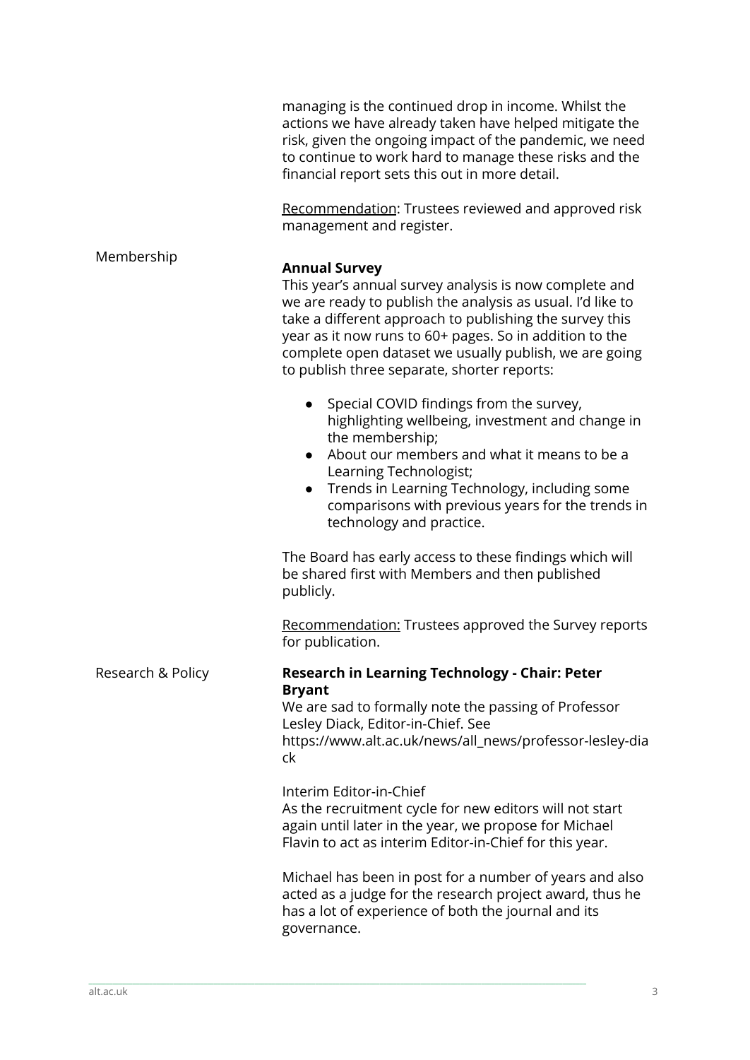managing is the continued drop in income. Whilst the actions we have already taken have helped mitigate the risk, given the ongoing impact of the pandemic, we need to continue to work hard to manage these risks and the financial report sets this out in more detail.

Recommendation: Trustees reviewed and approved risk management and register.

## Membership

**Annual Survey**

This year's annual survey analysis is now complete and we are ready to publish the analysis as usual. I'd like to take a different approach to publishing the survey this year as it now runs to 60+ pages. So in addition to the complete open dataset we usually publish, we are going to publish three separate, shorter reports:

- Special COVID findings from the survey, highlighting wellbeing, investment and change in the membership;
- About our members and what it means to be a Learning Technologist;
- Trends in Learning Technology, including some comparisons with previous years for the trends in technology and practice.

The Board has early access to these findings which will be shared first with Members and then published publicly.

Recommendation: Trustees approved the Survey reports for publication.

## Research & Policy

**Research in Learning Technology - Chair: Peter Bryant**

We are sad to formally note the passing of Professor Lesley Diack, Editor-in-Chief. See https://www.alt.ac.uk/news/all_news/professor-lesley-diack

Interim Editor-in-Chief

As the recruitment cycle for new editors will not start again until later in the year, we propose for Michael Flavin to act as interim Editor-in-Chief for this year.

Michael has been in post for a number of years and also acted as a judge for the research project award, thus he has a lot of experience of both the journal and its governance.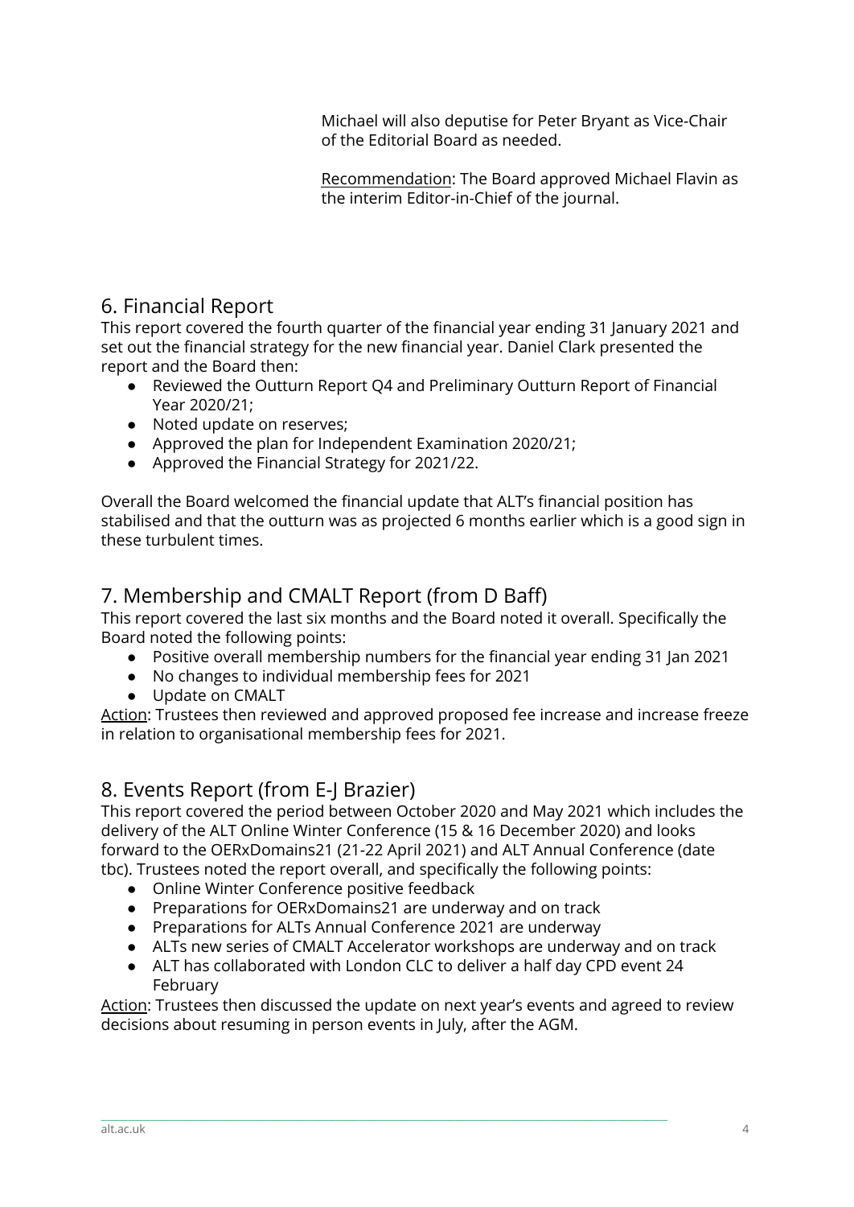Michael will also deputise for Peter Bryant as Vice-Chair of the Editorial Board as needed.

Recommendation: The Board approved Michael Flavin as the interim Editor-in-Chief of the journal.

## 6. Financial Report

This report covered the fourth quarter of the financial year ending 31 January 2021 and set out the financial strategy for the new financial year. Daniel Clark presented the report and the Board then:

- Reviewed the Outturn Report Q4 and Preliminary Outturn Report of Financial Year 2020/21;
- Noted update on reserves;
- Approved the plan for Independent Examination 2020/21;
- Approved the Financial Strategy for 2021/22.

Overall the Board welcomed the financial update that ALT's financial position has stabilised and that the outturn was as projected 6 months earlier which is a good sign in these turbulent times.

## 7. Membership and CMALT Report (from D Baff)

This report covered the last six months and the Board noted it overall. Specifically the Board noted the following points:

- Positive overall membership numbers for the financial year ending 31 Jan 2021
- No changes to individual membership fees for 2021
- Update on CMALT

Action: Trustees then reviewed and approved proposed fee increase and increase freeze in relation to organisational membership fees for 2021.

## 8. Events Report (from E-J Brazier)

This report covered the period between October 2020 and May 2021 which includes the delivery of the ALT Online Winter Conference (15 & 16 December 2020) and looks forward to the OERxDomains21 (21-22 April 2021) and ALT Annual Conference (date tbc). Trustees noted the report overall, and specifically the following points:

- Online Winter Conference positive feedback
- Preparations for OERxDomains21 are underway and on track
- Preparations for ALTs Annual Conference 2021 are underway
- ALTs new series of CMALT Accelerator workshops are underway and on track
- ALT has collaborated with London CLC to deliver a half day CPD event 24 February

Action: Trustees then discussed the update on next year's events and agreed to review decisions about resuming in person events in July, after the AGM.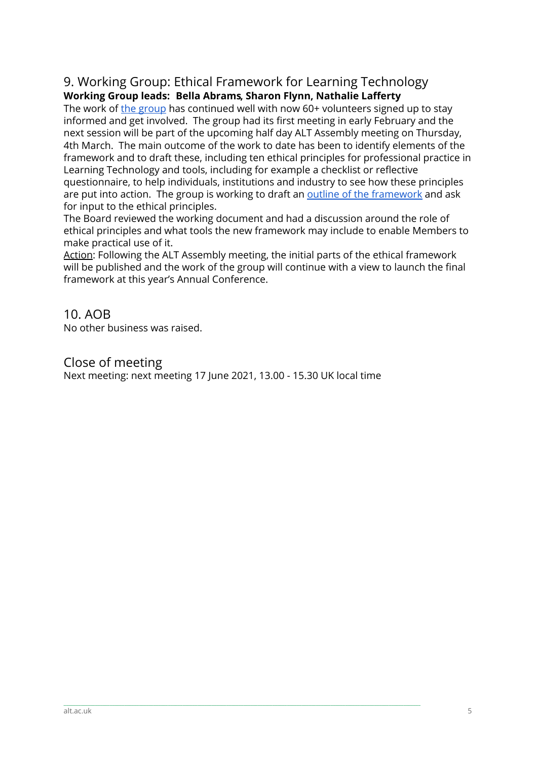## 9. Working Group: Ethical Framework for Learning Technology

**Working Group leads: Bella Abrams, Sharon Flynn, Nathalie Lafferty**

The work of the group has continued well with now 60+ volunteers signed up to stay informed and get involved. The group had its first meeting in early February and the next session will be part of the upcoming half day ALT Assembly meeting on Thursday, 4th March. The main outcome of the work to date has been to identify elements of the framework and to draft these, including ten ethical principles for professional practice in Learning Technology and tools, including for example a checklist or reflective questionnaire, to help individuals, institutions and industry to see how these principles are put into action. The group is working to draft an outline of the framework and ask for input to the ethical principles.

The Board reviewed the working document and had a discussion around the role of ethical principles and what tools the new framework may include to enable Members to make practical use of it.

Action: Following the ALT Assembly meeting, the initial parts of the ethical framework will be published and the work of the group will continue with a view to launch the final framework at this year's Annual Conference.

## 10. AOB

No other business was raised.

## Close of meeting

Next meeting: next meeting 17 June 2021, 13.00 - 15.30 UK local time